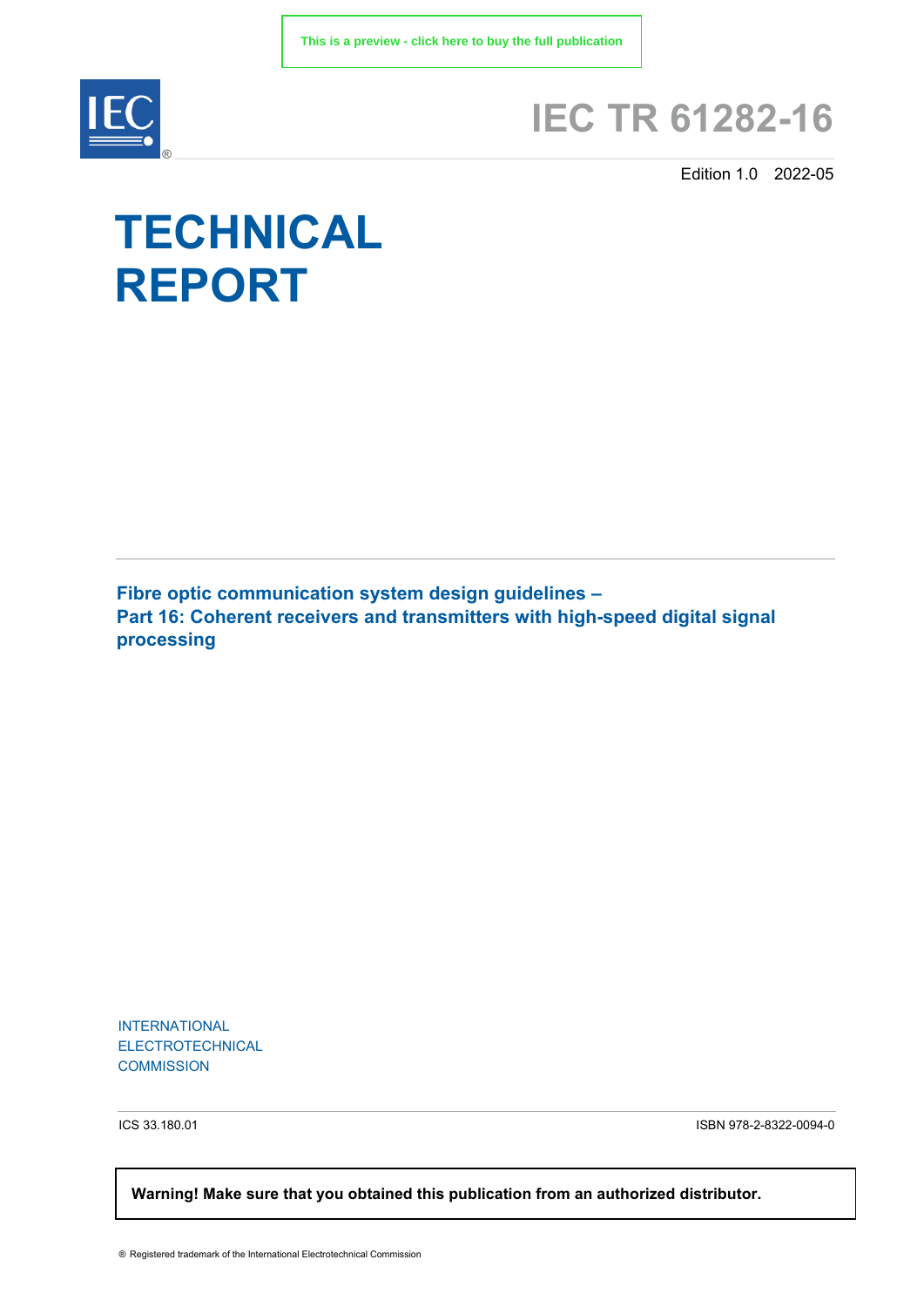This is a preview - click here to buy the full publication

# IEC TR 61282-16

Edition 1.0 2022-05

# TECHNICAL REPORT

**Fibre optic communication system design guidelines –**
**Part 16: Coherent receivers and transmitters with high-speed digital signal processing**

INTERNATIONAL
ELECTROTECHNICAL
COMMISSION

ICS 33.180.01

ISBN 978-2-8322-0094-0

**Warning! Make sure that you obtained this publication from an authorized distributor.**

® Registered trademark of the International Electrotechnical Commission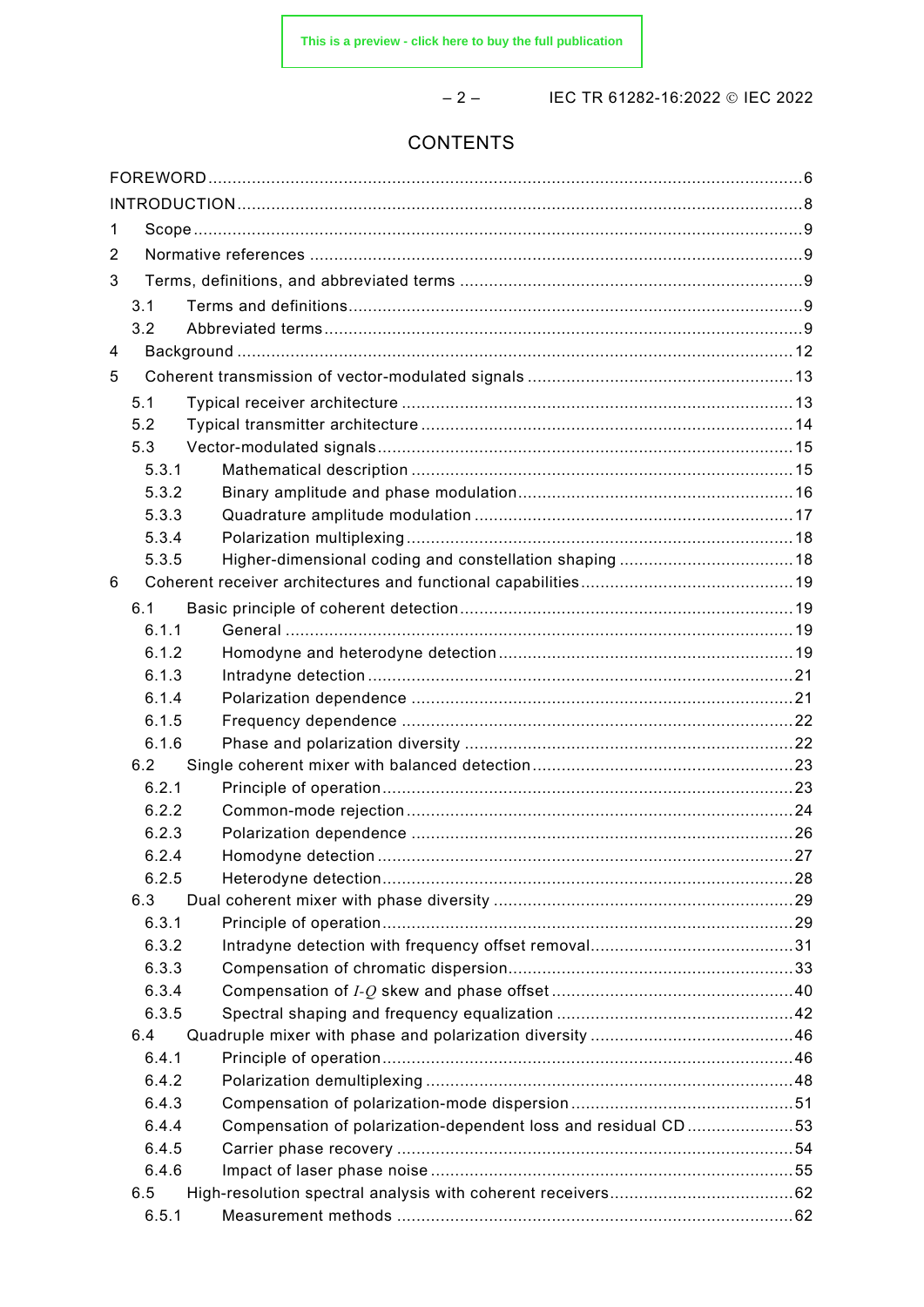# CONTENTS

FOREWORD ... 6
INTRODUCTION ... 8
1 Scope ... 9
2 Normative references ... 9
3 Terms, definitions, and abbreviated terms ... 9
  3.1 Terms and definitions ... 9
  3.2 Abbreviated terms ... 9
4 Background ... 12
5 Coherent transmission of vector-modulated signals ... 13
  5.1 Typical receiver architecture ... 13
  5.2 Typical transmitter architecture ... 14
  5.3 Vector-modulated signals ... 15
    5.3.1 Mathematical description ... 15
    5.3.2 Binary amplitude and phase modulation ... 16
    5.3.3 Quadrature amplitude modulation ... 17
    5.3.4 Polarization multiplexing ... 18
    5.3.5 Higher-dimensional coding and constellation shaping ... 18
6 Coherent receiver architectures and functional capabilities ... 19
  6.1 Basic principle of coherent detection ... 19
    6.1.1 General ... 19
    6.1.2 Homodyne and heterodyne detection ... 19
    6.1.3 Intradyne detection ... 21
    6.1.4 Polarization dependence ... 21
    6.1.5 Frequency dependence ... 22
    6.1.6 Phase and polarization diversity ... 22
  6.2 Single coherent mixer with balanced detection ... 23
    6.2.1 Principle of operation ... 23
    6.2.2 Common-mode rejection ... 24
    6.2.3 Polarization dependence ... 26
    6.2.4 Homodyne detection ... 27
    6.2.5 Heterodyne detection ... 28
  6.3 Dual coherent mixer with phase diversity ... 29
    6.3.1 Principle of operation ... 29
    6.3.2 Intradyne detection with frequency offset removal ... 31
    6.3.3 Compensation of chromatic dispersion ... 33
    6.3.4 Compensation of $I$-$Q$ skew and phase offset ... 40
    6.3.5 Spectral shaping and frequency equalization ... 42
  6.4 Quadruple mixer with phase and polarization diversity ... 46
    6.4.1 Principle of operation ... 46
    6.4.2 Polarization demultiplexing ... 48
    6.4.3 Compensation of polarization-mode dispersion ... 51
    6.4.4 Compensation of polarization-dependent loss and residual CD ... 53
    6.4.5 Carrier phase recovery ... 54
    6.4.6 Impact of laser phase noise ... 55
  6.5 High-resolution spectral analysis with coherent receivers ... 62
    6.5.1 Measurement methods ... 62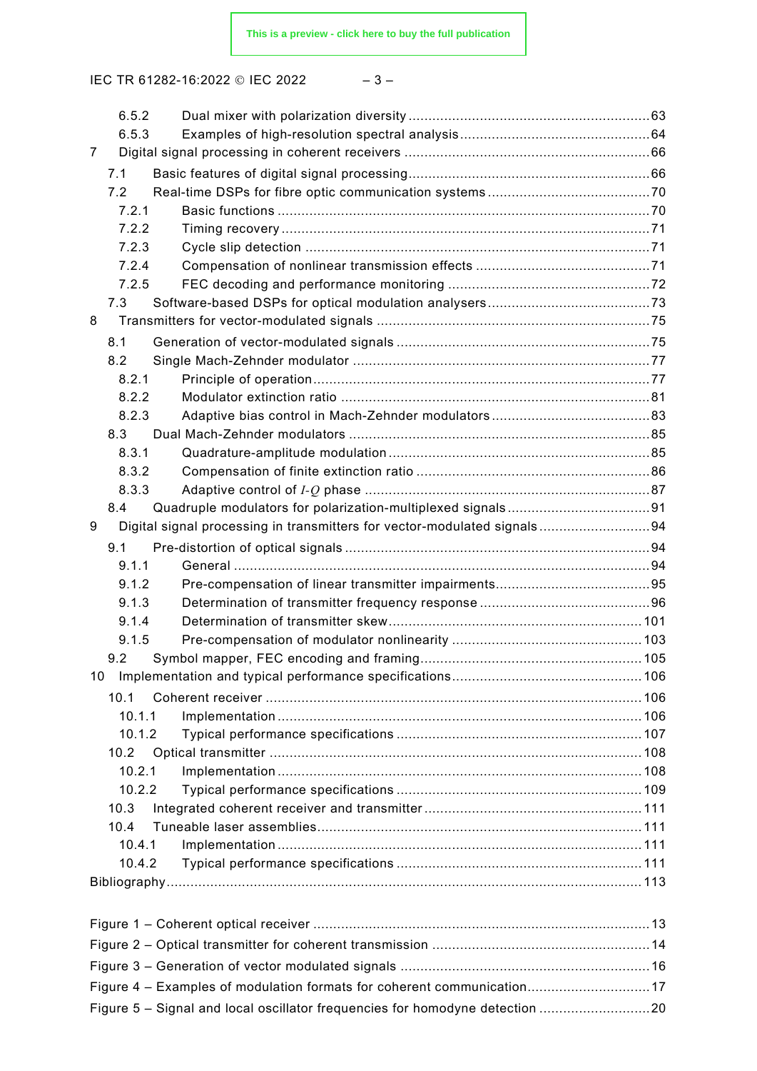6.5.2 Dual mixer with polarization diversity ....................................................................63
6.5.3 Examples of high-resolution spectral analysis ..........................................................64
7 Digital signal processing in coherent receivers ..............................................................66
7.1 Basic features of digital signal processing ..................................................................66
7.2 Real-time DSPs for fibre optic communication systems ...............................................70
7.2.1 Basic functions ......................................................................................................70
7.2.2 Timing recovery ....................................................................................................71
7.2.3 Cycle slip detection ...............................................................................................71
7.2.4 Compensation of nonlinear transmission effects .......................................................71
7.2.5 FEC decoding and performance monitoring ..............................................................72
7.3 Software-based DSPs for optical modulation analysers ...............................................73
8 Transmitters for vector-modulated signals .....................................................................75
8.1 Generation of vector-modulated signals .....................................................................75
8.2 Single Mach-Zehnder modulator ...............................................................................77
8.2.1 Principle of operation .............................................................................................77
8.2.2 Modulator extinction ratio .......................................................................................81
8.2.3 Adaptive bias control in Mach-Zehnder modulators ...................................................83
8.3 Dual Mach-Zehnder modulators ................................................................................85
8.3.1 Quadrature-amplitude modulation ............................................................................85
8.3.2 Compensation of finite extinction ratio .....................................................................86
8.3.3 Adaptive control of *I*-*Q* phase .............................................................................87
8.4 Quadruple modulators for polarization-multiplexed signals .........................................91
9 Digital signal processing in transmitters for vector-modulated signals ............................94
9.1 Pre-distortion of optical signals .................................................................................94
9.1.1 General ................................................................................................................94
9.1.2 Pre-compensation of linear transmitter impairments ..................................................95
9.1.3 Determination of transmitter frequency response .......................................................96
9.1.4 Determination of transmitter skew ..........................................................................101
9.1.5 Pre-compensation of modulator nonlinearity ...........................................................103
9.2 Symbol mapper, FEC encoding and framing .............................................................105
10 Implementation and typical performance specifications ...............................................106
10.1 Coherent receiver .................................................................................................106
10.1.1 Implementation ..................................................................................................106
10.1.2 Typical performance specifications ......................................................................107
10.2 Optical transmitter ................................................................................................108
10.2.1 Implementation ..................................................................................................108
10.2.2 Typical performance specifications ......................................................................109
10.3 Integrated coherent receiver and transmitter ............................................................111
10.4 Tuneable laser assemblies .....................................................................................111
10.4.1 Implementation ..................................................................................................111
10.4.2 Typical performance specifications ......................................................................111
Bibliography ..................................................................................................................113

Figure 1 – Coherent optical receiver ...................................................................................13
Figure 2 – Optical transmitter for coherent transmission .....................................................14
Figure 3 – Generation of vector modulated signals .............................................................16
Figure 4 – Examples of modulation formats for coherent communication ..............................17
Figure 5 – Signal and local oscillator frequencies for homodyne detection ............................20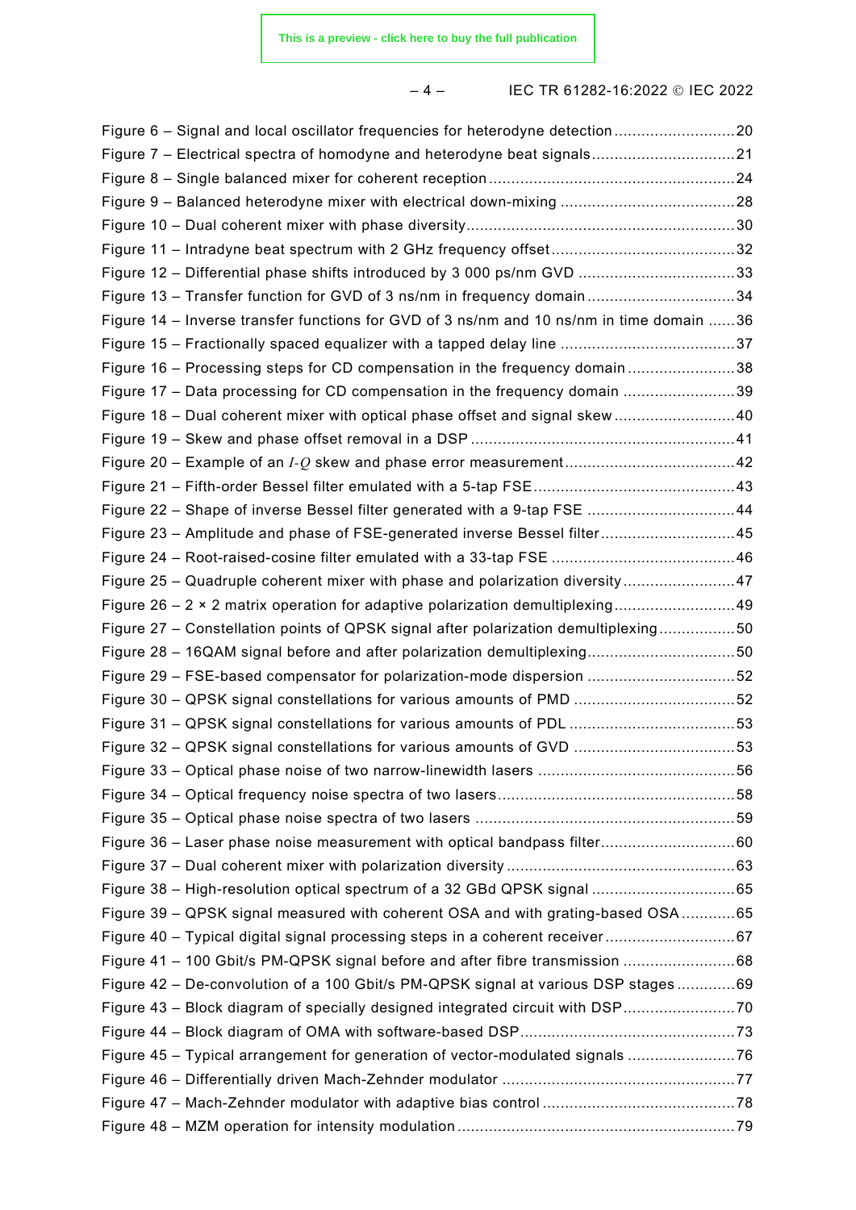Figure 6 – Signal and local oscillator frequencies for heterodyne detection .......................... 20
Figure 7 – Electrical spectra of homodyne and heterodyne beat signals ................................ 21
Figure 8 – Single balanced mixer for coherent reception ...................................................... 24
Figure 9 – Balanced heterodyne mixer with electrical down-mixing ...................................... 28
Figure 10 – Dual coherent mixer with phase diversity ........................................................... 30
Figure 11 – Intradyne beat spectrum with 2 GHz frequency offset ......................................... 32
Figure 12 – Differential phase shifts introduced by 3 000 ps/nm GVD ................................... 33
Figure 13 – Transfer function for GVD of 3 ns/nm in frequency domain ................................. 34
Figure 14 – Inverse transfer functions for GVD of 3 ns/nm and 10 ns/nm in time domain ...... 36
Figure 15 – Fractionally spaced equalizer with a tapped delay line ....................................... 37
Figure 16 – Processing steps for CD compensation in the frequency domain ........................ 38
Figure 17 – Data processing for CD compensation in the frequency domain ......................... 39
Figure 18 – Dual coherent mixer with optical phase offset and signal skew ........................... 40
Figure 19 – Skew and phase offset removal in a DSP ........................................................... 41
Figure 20 – Example of an $I$-$Q$ skew and phase error measurement ...................................... 42
Figure 21 – Fifth-order Bessel filter emulated with a 5-tap FSE ............................................ 43
Figure 22 – Shape of inverse Bessel filter generated with a 9-tap FSE ................................. 44
Figure 23 – Amplitude and phase of FSE-generated inverse Bessel filter ............................. 45
Figure 24 – Root-raised-cosine filter emulated with a 33-tap FSE ......................................... 46
Figure 25 – Quadruple coherent mixer with phase and polarization diversity ......................... 47
Figure 26 – 2 × 2 matrix operation for adaptive polarization demultiplexing ........................... 49
Figure 27 – Constellation points of QPSK signal after polarization demultiplexing ................. 50
Figure 28 – 16QAM signal before and after polarization demultiplexing ................................ 50
Figure 29 – FSE-based compensator for polarization-mode dispersion ................................ 52
Figure 30 – QPSK signal constellations for various amounts of PMD .................................... 52
Figure 31 – QPSK signal constellations for various amounts of PDL ..................................... 53
Figure 32 – QPSK signal constellations for various amounts of GVD .................................... 53
Figure 33 – Optical phase noise of two narrow-linewidth lasers ............................................ 56
Figure 34 – Optical frequency noise spectra of two lasers ..................................................... 58
Figure 35 – Optical phase noise spectra of two lasers .......................................................... 59
Figure 36 – Laser phase noise measurement with optical bandpass filter ............................. 60
Figure 37 – Dual coherent mixer with polarization diversity ................................................... 63
Figure 38 – High-resolution optical spectrum of a 32 GBd QPSK signal ................................ 65
Figure 39 – QPSK signal measured with coherent OSA and with grating-based OSA ............ 65
Figure 40 – Typical digital signal processing steps in a coherent receiver ............................. 67
Figure 41 – 100 Gbit/s PM-QPSK signal before and after fibre transmission ......................... 68
Figure 42 – De-convolution of a 100 Gbit/s PM-QPSK signal at various DSP stages ............. 69
Figure 43 – Block diagram of specially designed integrated circuit with DSP ......................... 70
Figure 44 – Block diagram of OMA with software-based DSP ................................................ 73
Figure 45 – Typical arrangement for generation of vector-modulated signals ........................ 76
Figure 46 – Differentially driven Mach-Zehnder modulator .................................................... 77
Figure 47 – Mach-Zehnder modulator with adaptive bias control ........................................... 78
Figure 48 – MZM operation for intensity modulation .............................................................. 79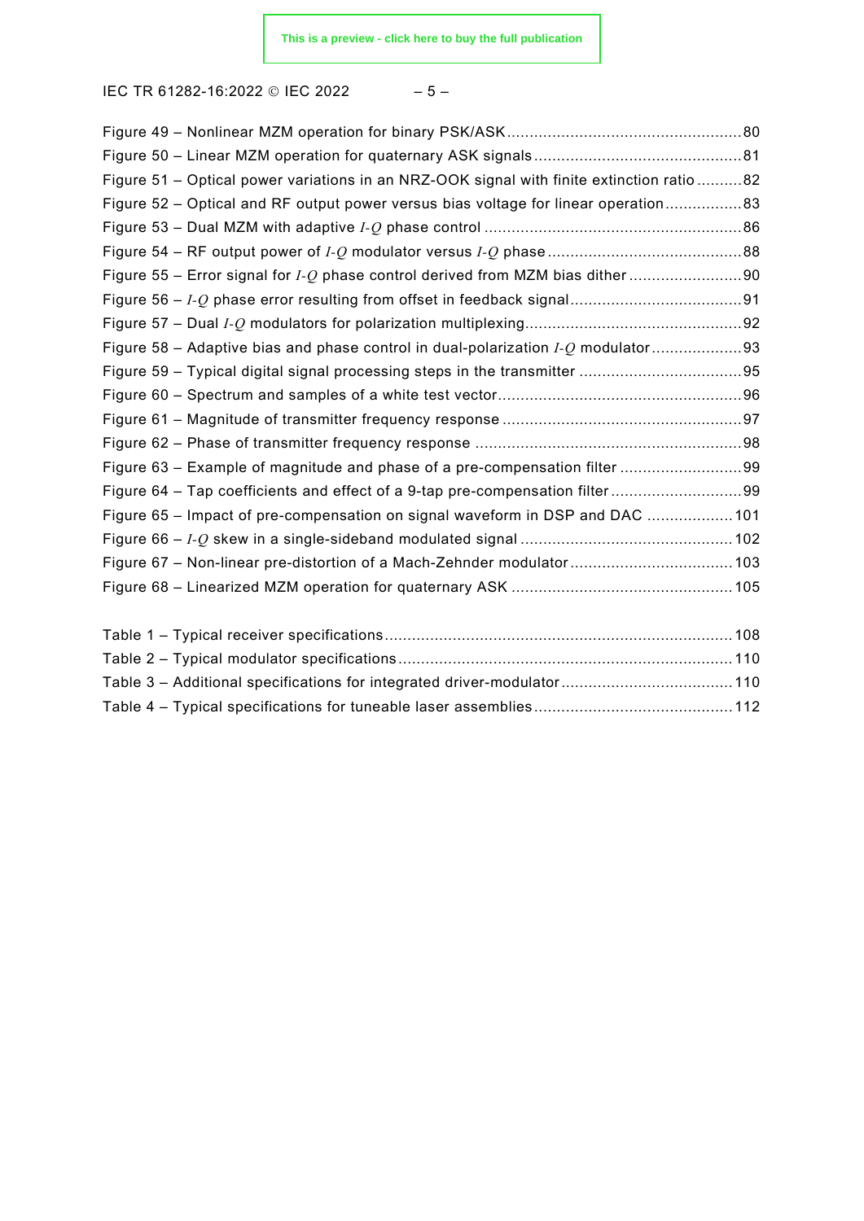Figure 49 – Nonlinear MZM operation for binary PSK/ASK .................................................... 80
Figure 50 – Linear MZM operation for quaternary ASK signals ............................................. 81
Figure 51 – Optical power variations in an NRZ-OOK signal with finite extinction ratio .......... 82
Figure 52 – Optical and RF output power versus bias voltage for linear operation ................. 83
Figure 53 – Dual MZM with adaptive $I$-$Q$ phase control ......................................................... 86
Figure 54 – RF output power of $I$-$Q$ modulator versus $I$-$Q$ phase ........................................... 88
Figure 55 – Error signal for $I$-$Q$ phase control derived from MZM bias dither ......................... 90
Figure 56 – $I$-$Q$ phase error resulting from offset in feedback signal ...................................... 91
Figure 57 – Dual $I$-$Q$ modulators for polarization multiplexing ................................................ 92
Figure 58 – Adaptive bias and phase control in dual-polarization $I$-$Q$ modulator .................... 93
Figure 59 – Typical digital signal processing steps in the transmitter .................................... 95
Figure 60 – Spectrum and samples of a white test vector ...................................................... 96
Figure 61 – Magnitude of transmitter frequency response ..................................................... 97
Figure 62 – Phase of transmitter frequency response ........................................................... 98
Figure 63 – Example of magnitude and phase of a pre-compensation filter ........................... 99
Figure 64 – Tap coefficients and effect of a 9-tap pre-compensation filter ............................. 99
Figure 65 – Impact of pre-compensation on signal waveform in DSP and DAC ................... 101
Figure 66 – $I$-$Q$ skew in a single-sideband modulated signal ............................................... 102
Figure 67 – Non-linear pre-distortion of a Mach-Zehnder modulator .................................... 103
Figure 68 – Linearized MZM operation for quaternary ASK ................................................. 105

Table 1 – Typical receiver specifications ............................................................................ 108
Table 2 – Typical modulator specifications .......................................................................... 110
Table 3 – Additional specifications for integrated driver-modulator ..................................... 110
Table 4 – Typical specifications for tuneable laser assemblies ............................................ 112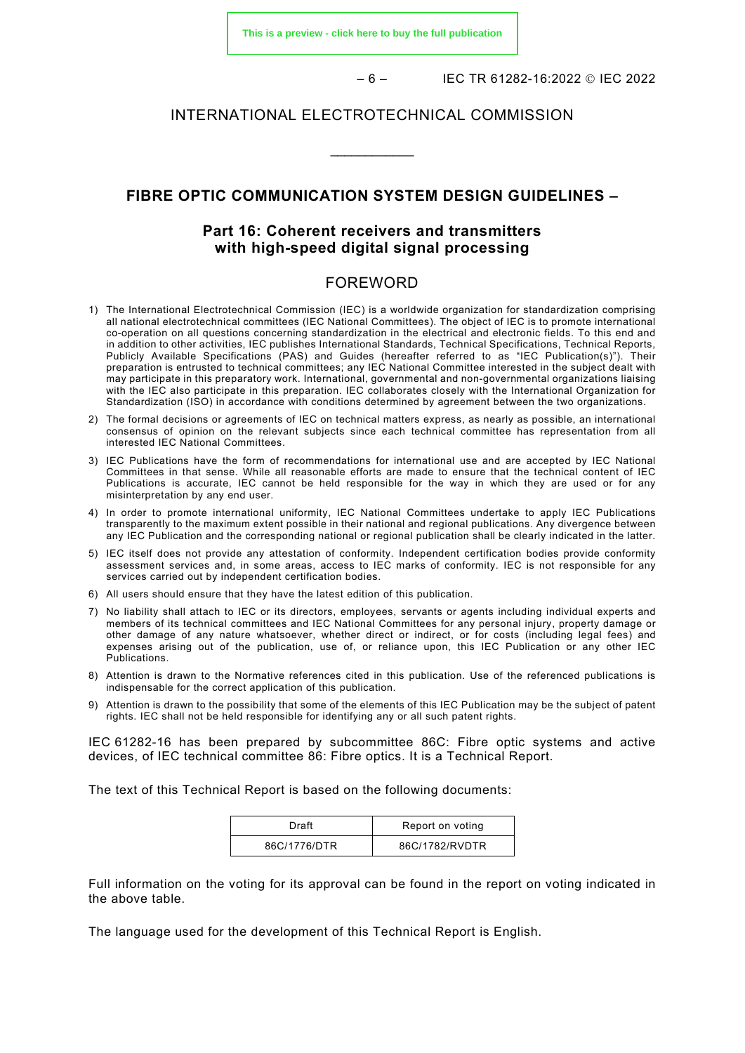# INTERNATIONAL ELECTROTECHNICAL COMMISSION

\_\_\_\_\_\_\_\_\_\_\_\_

## FIBRE OPTIC COMMUNICATION SYSTEM DESIGN GUIDELINES –

## Part 16: Coherent receivers and transmitters with high-speed digital signal processing

## FOREWORD

1) The International Electrotechnical Commission (IEC) is a worldwide organization for standardization comprising all national electrotechnical committees (IEC National Committees). The object of IEC is to promote international co-operation on all questions concerning standardization in the electrical and electronic fields. To this end and in addition to other activities, IEC publishes International Standards, Technical Specifications, Technical Reports, Publicly Available Specifications (PAS) and Guides (hereafter referred to as "IEC Publication(s)"). Their preparation is entrusted to technical committees; any IEC National Committee interested in the subject dealt with may participate in this preparatory work. International, governmental and non-governmental organizations liaising with the IEC also participate in this preparation. IEC collaborates closely with the International Organization for Standardization (ISO) in accordance with conditions determined by agreement between the two organizations.
2) The formal decisions or agreements of IEC on technical matters express, as nearly as possible, an international consensus of opinion on the relevant subjects since each technical committee has representation from all interested IEC National Committees.
3) IEC Publications have the form of recommendations for international use and are accepted by IEC National Committees in that sense. While all reasonable efforts are made to ensure that the technical content of IEC Publications is accurate, IEC cannot be held responsible for the way in which they are used or for any misinterpretation by any end user.
4) In order to promote international uniformity, IEC National Committees undertake to apply IEC Publications transparently to the maximum extent possible in their national and regional publications. Any divergence between any IEC Publication and the corresponding national or regional publication shall be clearly indicated in the latter.
5) IEC itself does not provide any attestation of conformity. Independent certification bodies provide conformity assessment services and, in some areas, access to IEC marks of conformity. IEC is not responsible for any services carried out by independent certification bodies.
6) All users should ensure that they have the latest edition of this publication.
7) No liability shall attach to IEC or its directors, employees, servants or agents including individual experts and members of its technical committees and IEC National Committees for any personal injury, property damage or other damage of any nature whatsoever, whether direct or indirect, or for costs (including legal fees) and expenses arising out of the publication, use of, or reliance upon, this IEC Publication or any other IEC Publications.
8) Attention is drawn to the Normative references cited in this publication. Use of the referenced publications is indispensable for the correct application of this publication.
9) Attention is drawn to the possibility that some of the elements of this IEC Publication may be the subject of patent rights. IEC shall not be held responsible for identifying any or all such patent rights.

IEC 61282-16 has been prepared by subcommittee 86C: Fibre optic systems and active devices, of IEC technical committee 86: Fibre optics. It is a Technical Report.

The text of this Technical Report is based on the following documents:

| Draft | Report on voting |
|---|---|
| 86C/1776/DTR | 86C/1782/RVDTR |

Full information on the voting for its approval can be found in the report on voting indicated in the above table.

The language used for the development of this Technical Report is English.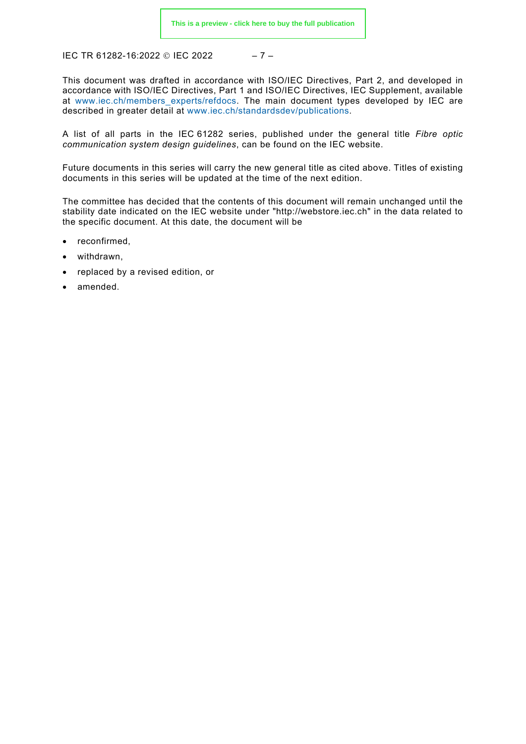This document was drafted in accordance with ISO/IEC Directives, Part 2, and developed in accordance with ISO/IEC Directives, Part 1 and ISO/IEC Directives, IEC Supplement, available at www.iec.ch/members_experts/refdocs. The main document types developed by IEC are described in greater detail at www.iec.ch/standardsdev/publications.

A list of all parts in the IEC 61282 series, published under the general title *Fibre optic communication system design guidelines*, can be found on the IEC website.

Future documents in this series will carry the new general title as cited above. Titles of existing documents in this series will be updated at the time of the next edition.

The committee has decided that the contents of this document will remain unchanged until the stability date indicated on the IEC website under "http://webstore.iec.ch" in the data related to the specific document. At this date, the document will be

- reconfirmed,
- withdrawn,
- replaced by a revised edition, or
- amended.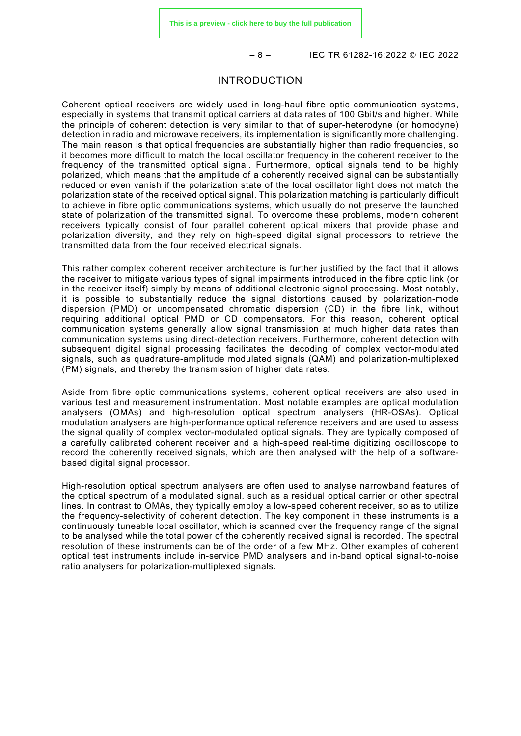# INTRODUCTION

Coherent optical receivers are widely used in long-haul fibre optic communication systems, especially in systems that transmit optical carriers at data rates of 100 Gbit/s and higher. While the principle of coherent detection is very similar to that of super-heterodyne (or homodyne) detection in radio and microwave receivers, its implementation is significantly more challenging. The main reason is that optical frequencies are substantially higher than radio frequencies, so it becomes more difficult to match the local oscillator frequency in the coherent receiver to the frequency of the transmitted optical signal. Furthermore, optical signals tend to be highly polarized, which means that the amplitude of a coherently received signal can be substantially reduced or even vanish if the polarization state of the local oscillator light does not match the polarization state of the received optical signal. This polarization matching is particularly difficult to achieve in fibre optic communications systems, which usually do not preserve the launched state of polarization of the transmitted signal. To overcome these problems, modern coherent receivers typically consist of four parallel coherent optical mixers that provide phase and polarization diversity, and they rely on high-speed digital signal processors to retrieve the transmitted data from the four received electrical signals.

This rather complex coherent receiver architecture is further justified by the fact that it allows the receiver to mitigate various types of signal impairments introduced in the fibre optic link (or in the receiver itself) simply by means of additional electronic signal processing. Most notably, it is possible to substantially reduce the signal distortions caused by polarization-mode dispersion (PMD) or uncompensated chromatic dispersion (CD) in the fibre link, without requiring additional optical PMD or CD compensators. For this reason, coherent optical communication systems generally allow signal transmission at much higher data rates than communication systems using direct-detection receivers. Furthermore, coherent detection with subsequent digital signal processing facilitates the decoding of complex vector-modulated signals, such as quadrature-amplitude modulated signals (QAM) and polarization-multiplexed (PM) signals, and thereby the transmission of higher data rates.

Aside from fibre optic communications systems, coherent optical receivers are also used in various test and measurement instrumentation. Most notable examples are optical modulation analysers (OMAs) and high-resolution optical spectrum analysers (HR-OSAs). Optical modulation analysers are high-performance optical reference receivers and are used to assess the signal quality of complex vector-modulated optical signals. They are typically composed of a carefully calibrated coherent receiver and a high-speed real-time digitizing oscilloscope to record the coherently received signals, which are then analysed with the help of a software-based digital signal processor.

High-resolution optical spectrum analysers are often used to analyse narrowband features of the optical spectrum of a modulated signal, such as a residual optical carrier or other spectral lines. In contrast to OMAs, they typically employ a low-speed coherent receiver, so as to utilize the frequency-selectivity of coherent detection. The key component in these instruments is a continuously tuneable local oscillator, which is scanned over the frequency range of the signal to be analysed while the total power of the coherently received signal is recorded. The spectral resolution of these instruments can be of the order of a few MHz. Other examples of coherent optical test instruments include in-service PMD analysers and in-band optical signal-to-noise ratio analysers for polarization-multiplexed signals.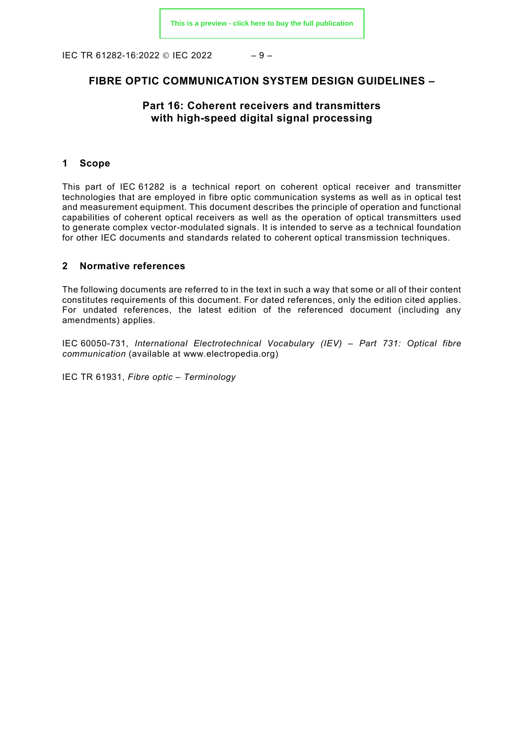# FIBRE OPTIC COMMUNICATION SYSTEM DESIGN GUIDELINES –

# Part 16: Coherent receivers and transmitters with high-speed digital signal processing

## 1 Scope

This part of IEC 61282 is a technical report on coherent optical receiver and transmitter technologies that are employed in fibre optic communication systems as well as in optical test and measurement equipment. This document describes the principle of operation and functional capabilities of coherent optical receivers as well as the operation of optical transmitters used to generate complex vector-modulated signals. It is intended to serve as a technical foundation for other IEC documents and standards related to coherent optical transmission techniques.

## 2 Normative references

The following documents are referred to in the text in such a way that some or all of their content constitutes requirements of this document. For dated references, only the edition cited applies. For undated references, the latest edition of the referenced document (including any amendments) applies.

IEC 60050-731, *International Electrotechnical Vocabulary (IEV) – Part 731: Optical fibre communication* (available at www.electropedia.org)

IEC TR 61931, *Fibre optic – Terminology*